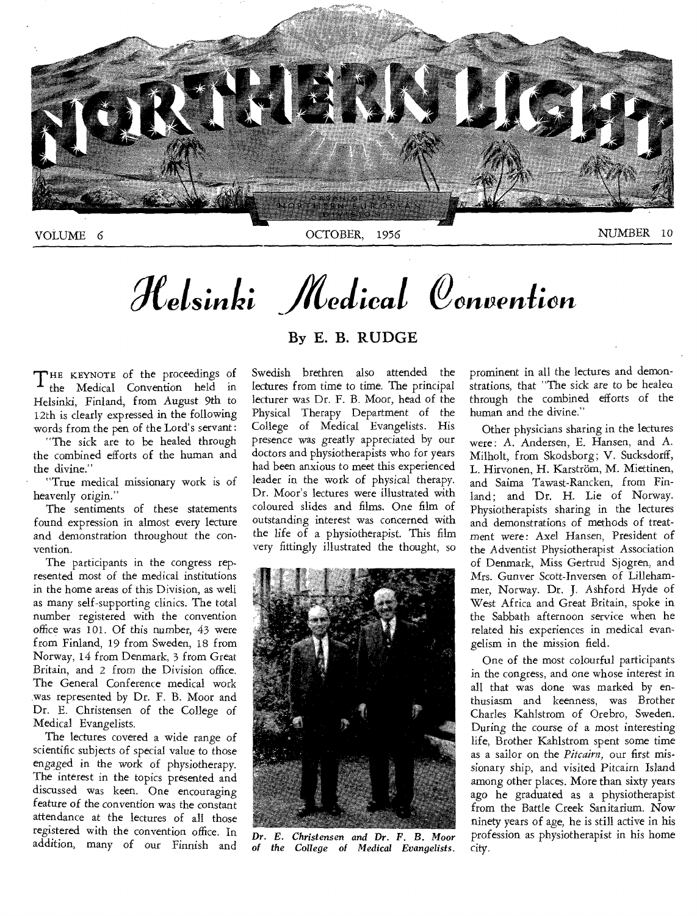# Helsinki Medical Convention

## By E. B. RUDGE

THE KEYNOTE of the proceedings of the Medical Convention held in Helsinki, Finland, from August 9th to 12th is clearly expressed in the following words from the pen of the Lord's servant:

"The sick are to be healed through the combined efforts of the human and the divine."

"True medical missionary work is of heavenly origin."

The sentiments of these statements found expression in almost every lecture and demonstration throughout the convention.

The participants in the congress represented most of the medical institutions in the home areas of this Division, as well as many self-supporting clinics. The total number registered with the convention office was 101. Of this number, 43 were from Finland, 19 from Sweden, 18 from Norway, 14 from Denmark, 3 from Great Britain, and 2 from the Division office. The General Conference medical work was represented by Dr. F. B. Moor and Dr. E. Christensen of the College of Medical Evangelists.

The lectures covered a wide range of scientific subjects of special value to those engaged in the work of physiotherapy. The interest in the topics presented and discussed was keen. One encouraging feature of the convention was the constant attendance at the lectures of all those registered with the convention office. In addition, many of our Finnish and Swedish brethren also attended the lectures from time to time. The principal lecturer was Dr. F. B. Moor, head of the Physical Therapy Department of the College of Medical Evangelists. His presence was greatly appreciated by our doctors and physiotherapists who for years had been anxious to meet this experienced leader in the work of physical therapy. Dr. Moor's lectures were illustrated with coloured slides and films. One film of outstanding interest was concerned with the life of a physiotherapist. This film very fittingly illustrated the thought, so prominent in all the lectures and demonstrations, that "The sick are to be healed through the combined efforts of the human and the divine."

*Dr. E. Christensen and Dr. F. B. Moor of the College of Medical Evangelists.*

Other physicians sharing in the lectures were: A. Andersen, E. Hansen, and A. Milholt, from Skodsborg; V. Sucksdorff, L. Hirvonen, H. Karström, M. Miettinen, and Saima Tawast-Rancken, from Finland; and Dr. H. Lie of Norway. Physiotherapists sharing in the lectures and demonstrations of methods of treatment were: Axel Hansen, President of the Adventist Physiotherapist Association of Denmark, Miss Gertrud Sjogren, and Mrs. Gunver Scott-Inversen of Lillehammer, Norway. Dr. J. Ashford Hyde of West Africa and Great Britain, spoke in the Sabbath afternoon service when he related his experiences in medical evangelism in the mission field.

One of the most colourful participants in the congress, and one whose interest in all that was done was marked by enthusiasm and keenness, was Brother Charles Kahlstrom of Orebro, Sweden. During the course of a most interesting life, Brother Kahlstrom spent some time as a sailor on the *Pitcairn,* our first missionary ship, and visited Pitcairn Island among other places. More than sixty years ago he graduated as a physiotherapist from the Battle Creek Sanitarium. Now ninety years of age, he is still active in his profession as physiotherapist in his home city.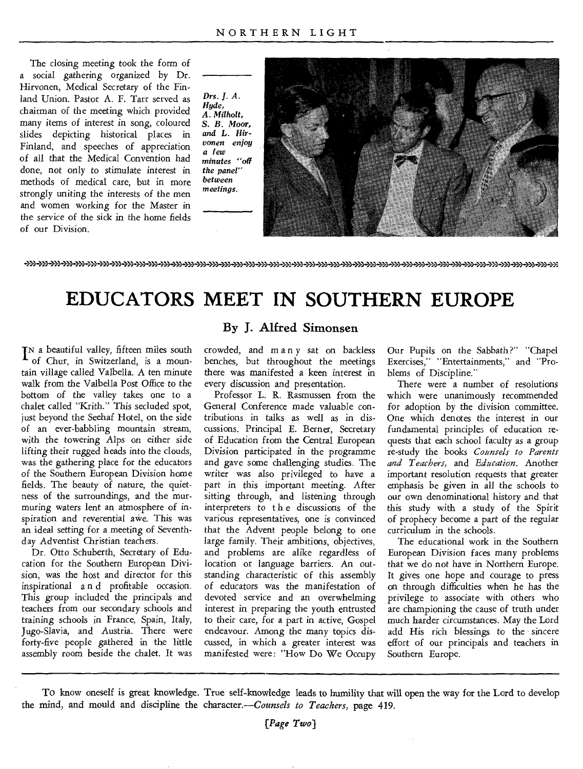The closing meeting took the form of a social gathering organized by Dr. Hirvonen, Medical Secretary of the Finland Union. Pastor A. F. Tarr served as chairman of the meeting which provided many items of interest in song, coloured slides depicting historical places in Finland, and speeches of appreciation of all that the Medical Convention had done, not only to stimulate interest in methods of medical care, but in more strongly uniting the interests of the men and women working for the Master in the service of the sick in the home fields of our Division.

*Drs. J. A. Hyde, A. Milholt, S. B. Moor, and L. Hirvonen enjoy a few minutes "off the panel" between meetings.*

# EDUCATORS MEET IN SOUTHERN EUROPE

## By J. Alfred Simonsen

In a beautiful valley, fifteen miles south of Chur, in Switzerland, is a mountain village called Valbella. A ten minute walk from the Valbella Post Office to the bottom of the valley takes one to a chalet called "Krith." This secluded spot, just beyond the Seehaf Hotel, on the side of an ever-babbling mountain stream, with the towering Alps on either side lifting their rugged heads into the clouds, was the gathering place for the educators of the Southern European Division home fields. The beauty of nature, the quietness of the surroundings, and the murmuring waters lent an atmosphere of inspiration and reverential awe. This was an ideal setting for a meeting of Seventh-day Adventist Christian teachers.

Dr. Otto Schuberth, Secretary of Education for the Southern European Division, was the host and director for this inspirational and profitable occasion. This group included the principals and teachers from our secondary schools and training schools in France, Spain, Italy, Jugo-Slavia, and Austria. There were forty-five people gathered in the little assembly room beside the chalet. It was crowded, and many sat on backless benches, but throughout the meetings there was manifested a keen interest in every discussion and presentation.

Professor L. R. Rasmussen from the General Conference made valuable contributions in talks as well as in discussions. Principal E. Berner, Secretary of Education from the Central European Division participated in the programme and gave some challenging studies. The writer was also privileged to have a part in this important meeting. After sitting through, and listening through interpreters to the discussions of the various representatives, one is convinced that the Advent people belong to one large family. Their ambitions, objectives, and problems are alike regardless of location or language barriers. An outstanding characteristic of this assembly of educators was the manifestation of devoted service and an overwhelming interest in preparing the youth entrusted to their care, for a part in active, Gospel endeavour. Among the many topics discussed, in which a greater interest was manifested were: "How Do We Occupy Our Pupils on the Sabbath?" "Chapel Exercises," "Entertainments," and "Problems of Discipline."

There were a number of resolutions which were unanimously recommended for adoption by the division committee. One which denotes the interest in our fundamental principles of education requests that each school faculty as a group re-study the books *Counsels to Parents and Teachers,* and *Education.* Another important resolution requests that greater emphasis be given in all the schools to our own denominational history and that this study with a study of the Spirit of prophecy become a part of the regular curriculum in the schools.

The educational work in the Southern European Division faces many problems that we do not have in Northern Europe. It gives one hope and courage to press on through difficulties when he has the privilege to associate with others who are championing the cause of truth under much harder circumstances. May the Lord add His rich blessings to the sincere effort of our principals and teachers in Southern Europe.

---

To know oneself is great knowledge. True self-knowledge leads to humility that will open the way for the Lord to develop the mind, and mould and discipline the character.—*Counsels to Teachers,* page 419.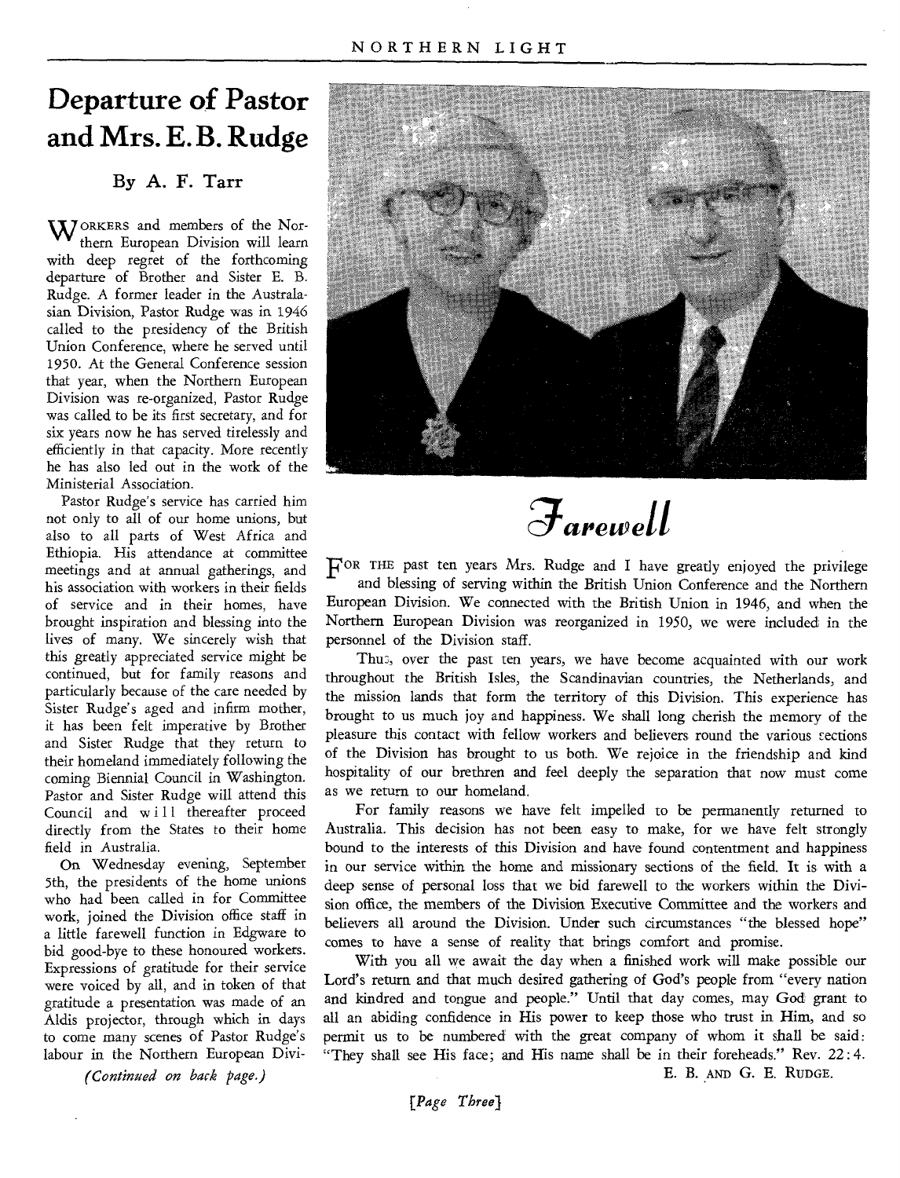# Departure of Pastor and Mrs. E. B. Rudge

### By A. F. Tarr

WORKERS and members of the Northern European Division will learn with deep regret of the forthcoming departure of Brother and Sister E. B. Rudge. A former leader in the Australasian Division, Pastor Rudge was in 1946 called to the presidency of the British Union Conference, where he served until 1950. At the General Conference session that year, when the Northern European Division was re-organized, Pastor Rudge was called to be its first secretary, and for six years now he has served tirelessly and efficiently in that capacity. More recently he has also led out in the work of the Ministerial Association.

Pastor Rudge's service has carried him not only to all of our home unions, but also to all parts of West Africa and Ethiopia. His attendance at committee meetings and at annual gatherings, and his association with workers in their fields of service and in their homes, have brought inspiration and blessing into the lives of many. We sincerely wish that this greatly appreciated service might be continued, but for family reasons and particularly because of the care needed by Sister Rudge's aged and infirm mother, it has been felt imperative by Brother and Sister Rudge that they return to their homeland immediately following the coming Biennial Council in Washington. Pastor and Sister Rudge will attend this Council and will thereafter proceed directly from the States to their home field in Australia.

On Wednesday evening, September 5th, the presidents of the home unions who had been called in for Committee work, joined the Division office staff in a little farewell function in Edgware to bid good-bye to these honoured workers. Expressions of gratitude for their service were voiced by all, and in token of that gratitude a presentation was made of an Aldis projector, through which in days to come many scenes of Pastor Rudge's labour in the Northern European Divi-

*(Continued on back page.)*

# Farewell

FOR THE past ten years Mrs. Rudge and I have greatly enjoyed the privilege and blessing of serving within the British Union Conference and the Northern European Division. We connected with the British Union in 1946, and when the Northern European Division was reorganized in 1950, we were included in the personnel of the Division staff.

Thus, over the past ten years, we have become acquainted with our work throughout the British Isles, the Scandinavian countries, the Netherlands, and the mission lands that form the territory of this Division. This experience has brought to us much joy and happiness. We shall long cherish the memory of the pleasure this contact with fellow workers and believers round the various sections of the Division has brought to us both. We rejoice in the friendship and kind hospitality of our brethren and feel deeply the separation that now must come as we return to our homeland.

For family reasons we have felt impelled to be permanently returned to Australia. This decision has not been easy to make, for we have felt strongly bound to the interests of this Division and have found contentment and happiness in our service within the home and missionary sections of the field. It is with a deep sense of personal loss that we bid farewell to the workers within the Division office, the members of the Division Executive Committee and the workers and believers all around the Division. Under such circumstances "the blessed hope" comes to have a sense of reality that brings comfort and promise.

With you all we await the day when a finished work will make possible our Lord's return and that much desired gathering of God's people from "every nation and kindred and tongue and people." Until that day comes, may God grant to all an abiding confidence in His power to keep those who trust in Him, and so permit us to be numbered with the great company of whom it shall be said: "They shall see His face; and His name shall be in their foreheads." Rev. 22:4.

E. B. AND G. E. RUDGE.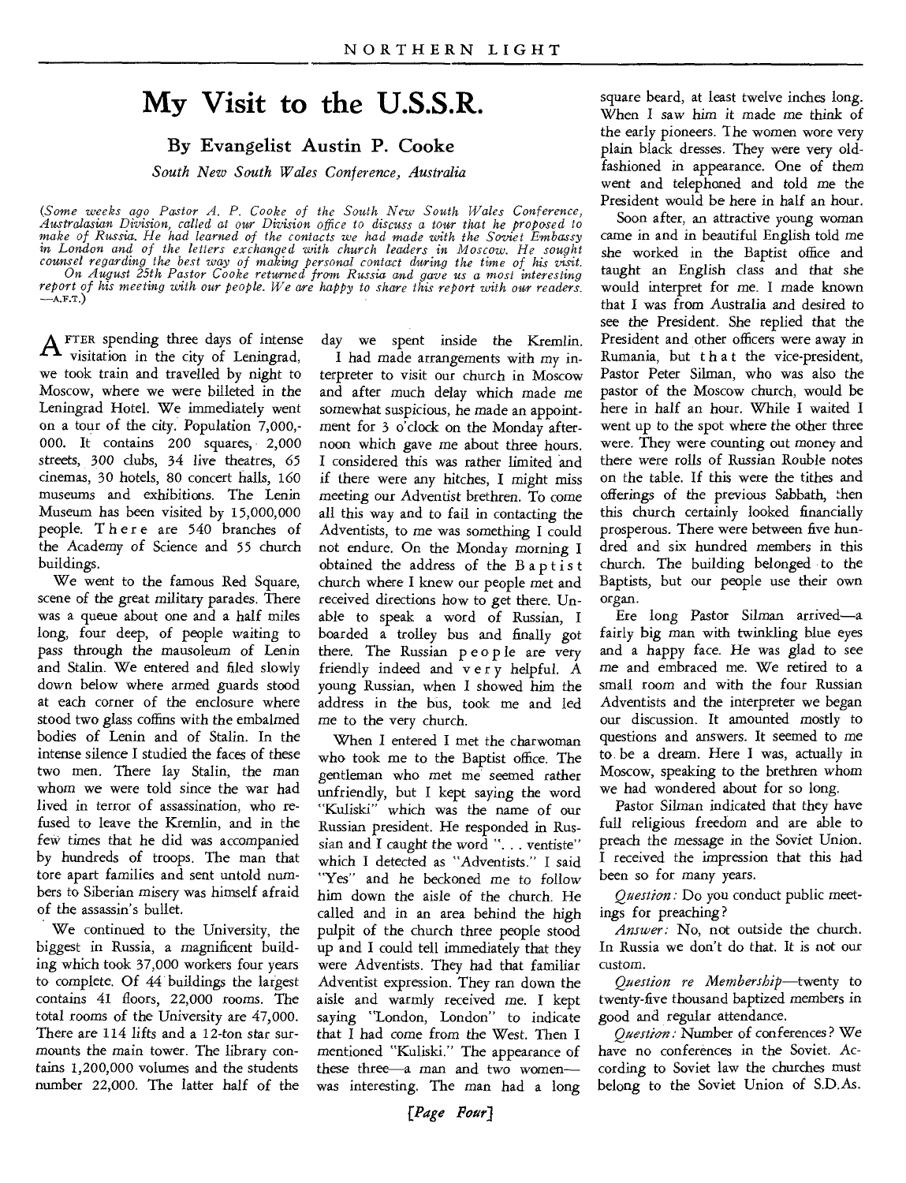# My Visit to the U.S.S.R.

## By Evangelist Austin P. Cooke

*South New South Wales Conference, Australia*

*(Some weeks ago Pastor A. P. Cooke of the South New South Wales Conference, Australasian Division, called at our Division office to discuss a tour that he proposed to make of Russia. He had learned of the contacts we had made with the Soviet Embassy in London and of the letters exchanged with church leaders in Moscow. He sought counsel regarding the best way of making personal contact during the time of his visit. On August 25th Pastor Cooke returned from Russia and gave us a most interesting report of his meeting with our people. We are happy to share this report with our readers.* —A.F.T.)

After spending three days of intense visitation in the city of Leningrad, we took train and travelled by night to Moscow, where we were billeted in the Leningrad Hotel. We immediately went on a tour of the city. Population 7,000,000. It contains 200 squares, 2,000 streets, 300 clubs, 34 live theatres, 65 cinemas, 30 hotels, 80 concert halls, 160 museums and exhibitions. The Lenin Museum has been visited by 15,000,000 people. There are 540 branches of the Academy of Science and 55 church buildings.

We went to the famous Red Square, scene of the great military parades. There was a queue about one and a half miles long, four deep, of people waiting to pass through the mausoleum of Lenin and Stalin. We entered and filed slowly down below where armed guards stood at each corner of the enclosure where stood two glass coffins with the embalmed bodies of Lenin and of Stalin. In the intense silence I studied the faces of these two men. There lay Stalin, the man whom we were told since the war had lived in terror of assassination, who refused to leave the Kremlin, and in the few times that he did was accompanied by hundreds of troops. The man that tore apart families and sent untold numbers to Siberian misery was himself afraid of the assassin's bullet.

We continued to the University, the biggest in Russia, a magnificent building which took 37,000 workers four years to complete. Of 44 buildings the largest contains 41 floors, 22,000 rooms. The total rooms of the University are 47,000. There are 114 lifts and a 12-ton star surmounts the main tower. The library contains 1,200,000 volumes and the students number 22,000. The latter half of the day we spent inside the Kremlin.

I had made arrangements with my interpreter to visit our church in Moscow and after much delay which made me somewhat suspicious, he made an appointment for 3 o'clock on the Monday afternoon which gave me about three hours. I considered this was rather limited and if there were any hitches, I might miss meeting our Adventist brethren. To come all this way and to fail in contacting the Adventists, to me was something I could not endure. On the Monday morning I obtained the address of the Baptist church where I knew our people met and received directions how to get there. Unable to speak a word of Russian, I boarded a trolley bus and finally got there. The Russian people are very friendly indeed and very helpful. A young Russian, when I showed him the address in the bus, took me and led me to the very church.

When I entered I met the charwoman who took me to the Baptist office. The gentleman who met me seemed rather unfriendly, but I kept saying the word "Kuliski" which was the name of our Russian president. He responded in Russian and I caught the word ". . . ventiste" which I detected as "Adventists." I said "Yes" and he beckoned me to follow him down the aisle of the church. He called and in an area behind the high pulpit of the church three people stood up and I could tell immediately that they were Adventists. They had that familiar Adventist expression. They ran down the aisle and warmly received me. I kept saying "London, London" to indicate that I had come from the West. Then I mentioned "Kuliski." The appearance of these three—a man and two women—was interesting. The man had a long square beard, at least twelve inches long. When I saw him it made me think of the early pioneers. The women wore very plain black dresses. They were very old-fashioned in appearance. One of them went and telephoned and told me the President would be here in half an hour.

Soon after, an attractive young woman came in and in beautiful English told me she worked in the Baptist office and taught an English class and that she would interpret for me. I made known that I was from Australia and desired to see the President. She replied that the President and other officers were away in Rumania, but that the vice-president, Pastor Peter Silman, who was also the pastor of the Moscow church, would be here in half an hour. While I waited I went up to the spot where the other three were. They were counting out money and there were rolls of Russian Rouble notes on the table. If this were the tithes and offerings of the previous Sabbath, then this church certainly looked financially prosperous. There were between five hundred and six hundred members in this church. The building belonged to the Baptists, but our people use their own organ.

Ere long Pastor Silman arrived—a fairly big man with twinkling blue eyes and a happy face. He was glad to see me and embraced me. We retired to a small room and with the four Russian Adventists and the interpreter we began our discussion. It amounted mostly to questions and answers. It seemed to me to be a dream. Here I was, actually in Moscow, speaking to the brethren whom we had wondered about for so long.

Pastor Silman indicated that they have full religious freedom and are able to preach the message in the Soviet Union. I received the impression that this had been so for many years.

*Question:* Do you conduct public meetings for preaching?

*Answer:* No, not outside the church. In Russia we don't do that. It is not our custom.

*Question re Membership*—twenty to twenty-five thousand baptized members in good and regular attendance.

*Question:* Number of conferences? We have no conferences in the Soviet. According to Soviet law the churches must belong to the Soviet Union of S.D.As.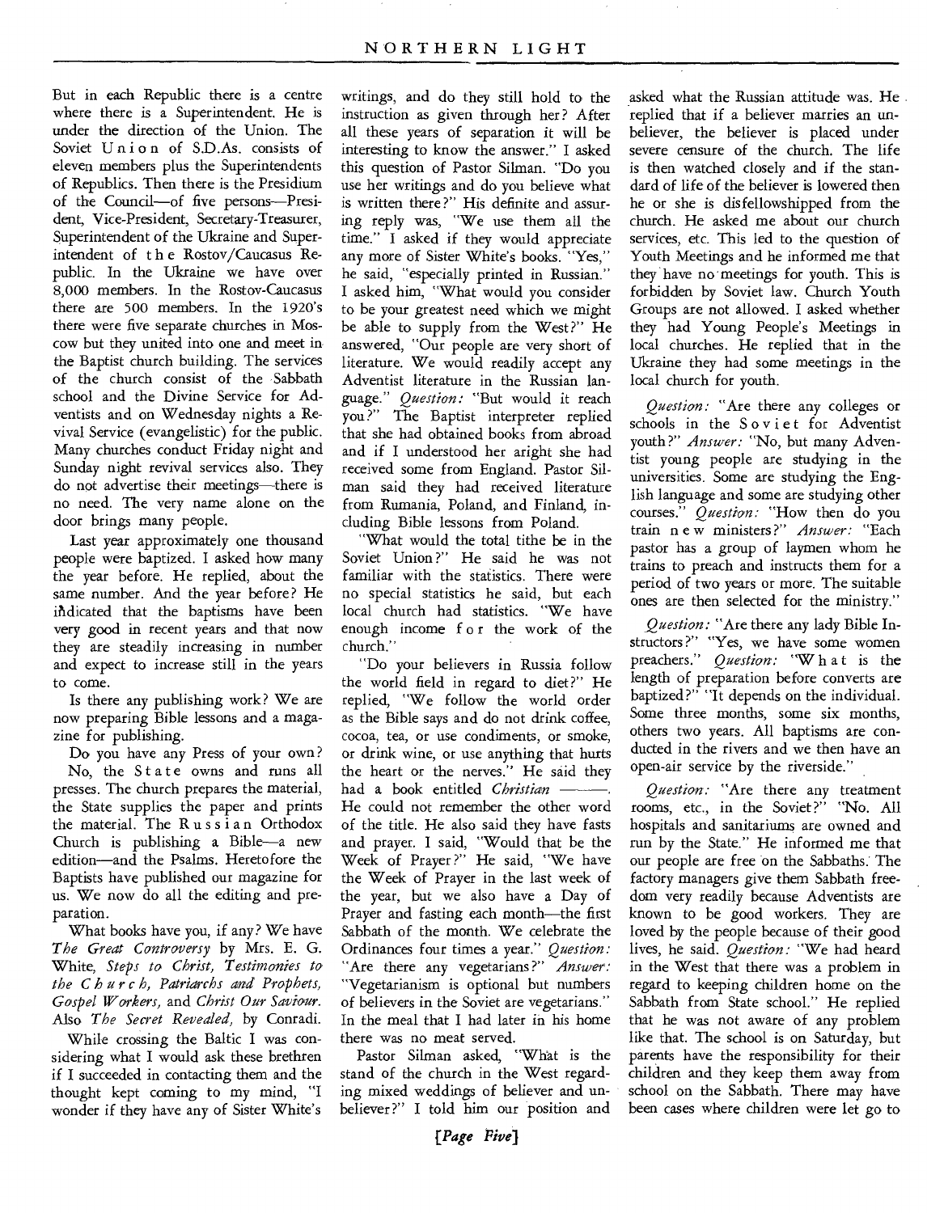But in each Republic there is a centre where there is a Superintendent. He is under the direction of the Union. The Soviet Union of S.D.As. consists of eleven members plus the Superintendents of Republics. Then there is the Presidium of the Council—of five persons—President, Vice-President, Secretary-Treasurer, Superintendent of the Ukraine and Superintendent of the Rostov/Caucasus Republic. In the Ukraine we have over 8,000 members. In the Rostov-Caucasus there are 500 members. In the 1920's there were five separate churches in Moscow but they united into one and meet in the Baptist church building. The services of the church consist of the Sabbath school and the Divine Service for Adventists and on Wednesday nights a Revival Service (evangelistic) for the public. Many churches conduct Friday night and Sunday night revival services also. They do not advertise their meetings—there is no need. The very name alone on the door brings many people.

Last year approximately one thousand people were baptized. I asked how many the year before. He replied, about the same number. And the year before? He indicated that the baptisms have been very good in recent years and that now they are steadily increasing in number and expect to increase still in the years to come.

Is there any publishing work? We are now preparing Bible lessons and a magazine for publishing.

Do you have any Press of your own? No, the State owns and runs all presses. The church prepares the material, the State supplies the paper and prints the material. The Russian Orthodox Church is publishing a Bible—a new edition—and the Psalms. Heretofore the Baptists have published our magazine for us. We now do all the editing and preparation.

What books have you, if any? We have *The Great Controversy* by Mrs. E. G. White, *Steps to Christ, Testimonies to the Church, Patriarchs and Prophets, Gospel Workers,* and *Christ Our Saviour.* Also *The Secret Revealed,* by Conradi.

While crossing the Baltic I was considering what I would ask these brethren if I succeeded in contacting them and the thought kept coming to my mind, "I wonder if they have any of Sister White's writings, and do they still hold to the instruction as given through her? After all these years of separation it will be interesting to know the answer." I asked this question of Pastor Silman. "Do you use her writings and do you believe what is written there?" His definite and assuring reply was, "We use them all the time." I asked if they would appreciate any more of Sister White's books. "Yes," he said, "especially printed in Russian." I asked him, "What would you consider to be your greatest need which we might be able to supply from the West?" He answered, "Our people are very short of literature. We would readily accept any Adventist literature in the Russian language." *Question:* "But would it reach you?" The Baptist interpreter replied that she had obtained books from abroad and if I understood her aright she had received some from England. Pastor Silman said they had received literature from Rumania, Poland, and Finland, including Bible lessons from Poland.

"What would the total tithe be in the Soviet Union?" He said he was not familiar with the statistics. There were no special statistics he said, but each local church had statistics. "We have enough income for the work of the church."

"Do your believers in Russia follow the world field in regard to diet?" He replied, "We follow the world order as the Bible says and do not drink coffee, cocoa, tea, or use condiments, or smoke, or drink wine, or use anything that hurts the heart or the nerves." He said they had a book entitled *Christian* ———. He could not remember the other word of the title. He also said they have fasts and prayer. I said, "Would that be the Week of Prayer?" He said, "We have the Week of Prayer in the last week of the year, but we also have a Day of Prayer and fasting each month—the first Sabbath of the month. We celebrate the Ordinances four times a year." *Question:* "Are there any vegetarians?" *Answer:* "Vegetarianism is optional but numbers of believers in the Soviet are vegetarians." In the meal that I had later in his home there was no meat served.

Pastor Silman asked, "What is the stand of the church in the West regarding mixed weddings of believer and unbeliever?" I told him our position and asked what the Russian attitude was. He replied that if a believer marries an unbeliever, the believer is placed under severe censure of the church. The life is then watched closely and if the standard of life of the believer is lowered then he or she is disfellowshipped from the church. He asked me about our church services, etc. This led to the question of Youth Meetings and he informed me that they have no meetings for youth. This is forbidden by Soviet law. Church Youth Groups are not allowed. I asked whether they had Young People's Meetings in local churches. He replied that in the Ukraine they had some meetings in the local church for youth.

*Question:* "Are there any colleges or schools in the Soviet for Adventist youth?" *Answer:* "No, but many Adventist young people are studying in the universities. Some are studying the English language and some are studying other courses." *Question:* "How then do you train new ministers?" *Answer:* "Each pastor has a group of laymen whom he trains to preach and instructs them for a period of two years or more. The suitable ones are then selected for the ministry."

*Question:* "Are there any lady Bible Instructors?" "Yes, we have some women preachers." *Question:* "What is the length of preparation before converts are baptized?" "It depends on the individual. Some three months, some six months, others two years. All baptisms are conducted in the rivers and we then have an open-air service by the riverside."

*Question:* "Are there any treatment rooms, etc., in the Soviet?" "No. All hospitals and sanitariums are owned and run by the State." He informed me that our people are free on the Sabbaths. The factory managers give them Sabbath freedom very readily because Adventists are known to be good workers. They are loved by the people because of their good lives, he said. *Question:* "We had heard in the West that there was a problem in regard to keeping children home on the Sabbath from State school." He replied that he was not aware of any problem like that. The school is on Saturday, but parents have the responsibility for their children and they keep them away from school on the Sabbath. There may have been cases where children were let go to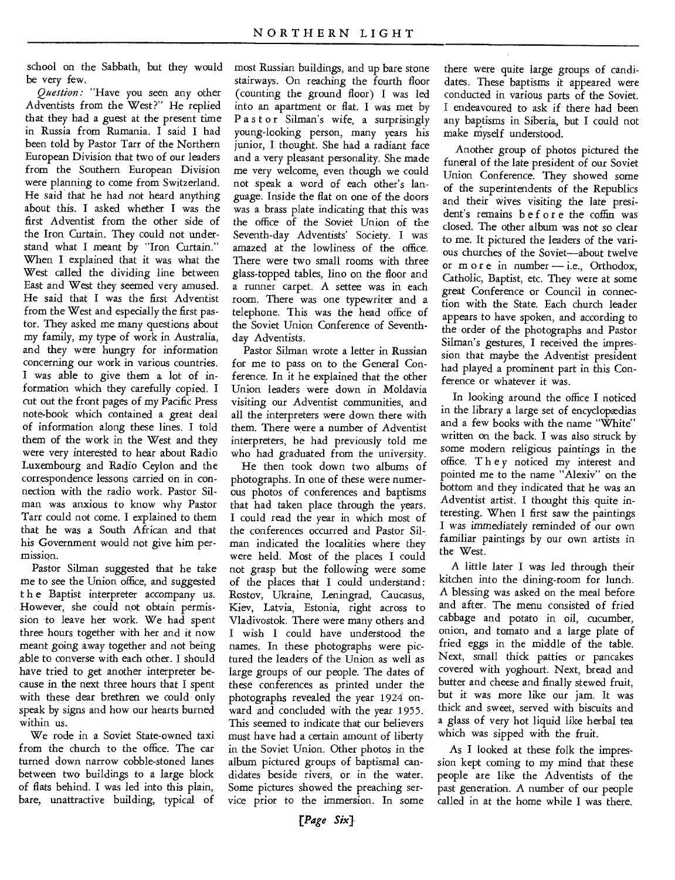school on the Sabbath, but they would be very few.

*Question:* "Have you seen any other Adventists from the West?" He replied that they had a guest at the present time in Russia from Rumania. I said I had been told by Pastor Tarr of the Northern European Division that two of our leaders from the Southern European Division were planning to come from Switzerland. He said that he had not heard anything about this. I asked whether I was the first Adventist from the other side of the Iron Curtain. They could not understand what I meant by "Iron Curtain." When I explained that it was what the West called the dividing line between East and West they seemed very amused. He said that I was the first Adventist from the West and especially the first pastor. They asked me many questions about my family, my type of work in Australia, and they were hungry for information concerning our work in various countries. I was able to give them a lot of information which they carefully copied. I cut out the front pages of my Pacific Press note-book which contained a great deal of information along these lines. I told them of the work in the West and they were very interested to hear about Radio Luxembourg and Radio Ceylon and the correspondence lessons carried on in connection with the radio work. Pastor Silman was anxious to know why Pastor Tarr could not come. I explained to them that he was a South African and that his Government would not give him permission.

Pastor Silman suggested that he take me to see the Union office, and suggested the Baptist interpreter accompany us. However, she could not obtain permission to leave her work. We had spent three hours together with her and it now meant going away together and not being able to converse with each other. I should have tried to get another interpreter because in the next three hours that I spent with these dear brethren we could only speak by signs and how our hearts burned within us.

We rode in a Soviet State-owned taxi from the church to the office. The car turned down narrow cobble-stoned lanes between two buildings to a large block of flats behind. I was led into this plain, bare, unattractive building, typical of most Russian buildings, and up bare stone stairways. On reaching the fourth floor (counting the ground floor) I was led into an apartment or flat. I was met by Pastor Silman's wife, a surprisingly young-looking person, many years his junior, I thought. She had a radiant face and a very pleasant personality. She made me very welcome, even though we could not speak a word of each other's language. Inside the flat on one of the doors was a brass plate indicating that this was the office of the Soviet Union of the Seventh-day Adventists' Society. I was amazed at the lowliness of the office. There were two small rooms with three glass-topped tables, lino on the floor and a runner carpet. A settee was in each room. There was one typewriter and a telephone. This was the head office of the Soviet Union Conference of Seventh-day Adventists.

Pastor Silman wrote a letter in Russian for me to pass on to the General Conference. In it he explained that the other Union leaders were down in Moldavia visiting our Adventist communities, and all the interpreters were down there with them. There were a number of Adventist interpreters, he had previously told me who had graduated from the university.

He then took down two albums of photographs. In one of these were numerous photos of conferences and baptisms that had taken place through the years. I could read the year in which most of the conferences occurred and Pastor Silman indicated the localities where they were held. Most of the places I could not grasp but the following were some of the places that I could understand: Rostov, Ukraine, Leningrad, Caucasus, Kiev, Latvia, Estonia, right across to Vladivostok. There were many others and I wish I could have understood the names. In these photographs were pictured the leaders of the Union as well as large groups of our people. The dates of these conferences as printed under the photographs revealed the year 1924 onward and concluded with the year 1955. This seemed to indicate that our believers must have had a certain amount of liberty in the Soviet Union. Other photos in the album pictured groups of baptismal candidates beside rivers, or in the water. Some pictures showed the preaching service prior to the immersion. In some there were quite large groups of candidates. These baptisms it appeared were conducted in various parts of the Soviet. I endeavoured to ask if there had been any baptisms in Siberia, but I could not make myself understood.

Another group of photos pictured the funeral of the late president of our Soviet Union Conference. They showed some of the superintendents of the Republics and their wives visiting the late president's remains before the coffin was closed. The other album was not so clear to me. It pictured the leaders of the various churches of the Soviet—about twelve or more in number — i.e., Orthodox, Catholic, Baptist, etc. They were at some great Conference or Council in connection with the State. Each church leader appears to have spoken, and according to the order of the photographs and Pastor Silman's gestures, I received the impression that maybe the Adventist president had played a prominent part in this Conference or whatever it was.

In looking around the office I noticed in the library a large set of encyclopædias and a few books with the name "White" written on the back. I was also struck by some modern religious paintings in the office. They noticed my interest and pointed me to the name "Alexiv" on the bottom and they indicated that he was an Adventist artist. I thought this quite interesting. When I first saw the paintings I was immediately reminded of our own familiar paintings by our own artists in the West.

A little later I was led through their kitchen into the dining-room for lunch. A blessing was asked on the meal before and after. The menu consisted of fried cabbage and potato in oil, cucumber, onion, and tomato and a large plate of fried eggs in the middle of the table. Next, small thick patties or pancakes covered with yoghourt. Next, bread and butter and cheese and finally stewed fruit, but it was more like our jam. It was thick and sweet, served with biscuits and a glass of very hot liquid like herbal tea which was sipped with the fruit.

As I looked at these folk the impression kept coming to my mind that these people are like the Adventists of the past generation. A number of our people called in at the home while I was there.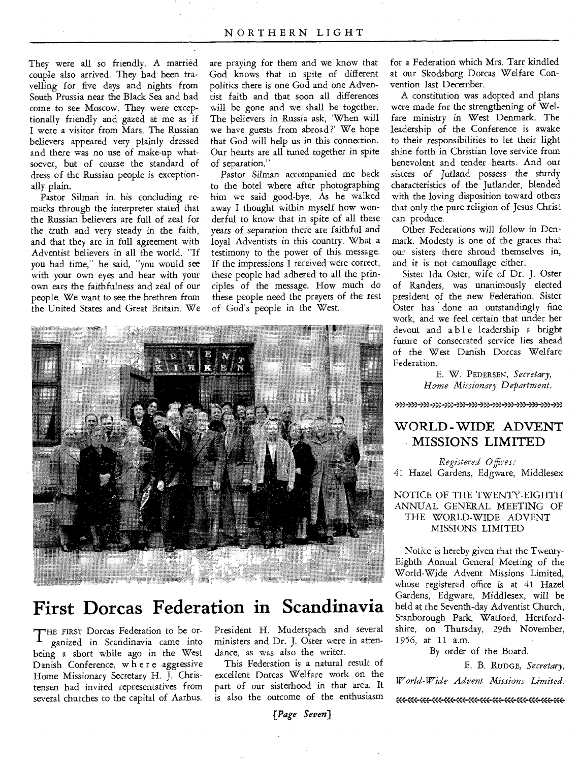They were all so friendly. A married couple also arrived. They had been travelling for five days and nights from South Prussia near the Black Sea and had come to see Moscow. They were exceptionally friendly and gazed at me as if I were a visitor from Mars. The Russian believers appeared very plainly dressed and there was no use of make-up whatsoever, but of course the standard of dress of the Russian people is exceptionally plain.

Pastor Silman in his concluding remarks through the interpreter stated that the Russian believers are full of zeal for the truth and very steady in the faith, and that they are in full agreement with Adventist believers in all the world. "If you had time," he said, "you would see with your own eyes and hear with your own ears the faithfulness and zeal of our people. We want to see the brethren from the United States and Great Britain. We are praying for them and we know that God knows that in spite of different politics there is one God and one Adventist faith and that soon all differences will be gone and we shall be together. The believers in Russia ask, 'When will we have guests from abroad?' We hope that God will help us in this connection. Our hearts are all tuned together in spite of separation."

Pastor Silman accompanied me back to the hotel where after photographing him we said good-bye. As he walked away I thought within myself how wonderful to know that in spite of all these years of separation there are faithful and loyal Adventists in this country. What a testimony to the power of this message. If the impressions I received were correct, these people had adhered to all the principles of the message. How much do these people need the prayers of the rest of God's people in the West.

# First Dorcas Federation in Scandinavia

THE FIRST Dorcas Federation to be organized in Scandinavia came into being a short while ago in the West Danish Conference, where aggressive Home Missionary Secretary H. J. Christensen had invited representatives from several churches to the capital of Aarhus. President H. Muderspach and several ministers and Dr. J. Oster were in attendance, as was also the writer.

This Federation is a natural result of excellent Dorcas Welfare work on the part of our sisterhood in that area. It is also the outcome of the enthusiasm for a Federation which Mrs. Tarr kindled at our Skodsborg Dorcas Welfare Convention last December.

A constitution was adopted and plans were made for the strengthening of Welfare ministry in West Denmark. The leadership of the Conference is awake to their responsibilities to let their light shine forth in Christian love service from benevolent and tender hearts. And our sisters of Jutland possess the sturdy characteristics of the Jutlander, blended with the loving disposition toward others that only the pure religion of Jesus Christ can produce.

Other Federations will follow in Denmark. Modesty is one of the graces that our sisters there shroud themselves in, and it is not camouflage either.

Sister Ida Oster, wife of Dr. J. Oster of Randers, was unanimously elected president of the new Federation. Sister Oster has done an outstandingly fine work, and we feel certain that under her devout and able leadership a bright future of consecrated service lies ahead of the West Danish Dorcas Welfare Federation.

E. W. PEDERSEN, *Secretary,*
*Home Missionary Department.*

## WORLD-WIDE ADVENT MISSIONS LIMITED

*Registered Offices:*
41 Hazel Gardens, Edgware, Middlesex

NOTICE OF THE TWENTY-EIGHTH ANNUAL GENERAL MEETING OF THE WORLD-WIDE ADVENT MISSIONS LIMITED

Notice is hereby given that the Twenty-Eighth Annual General Meeting of the World-Wide Advent Missions Limited, whose registered office is at 41 Hazel Gardens, Edgware, Middlesex, will be held at the Seventh-day Adventist Church, Stanborough Park, Watford, Hertfordshire, on Thursday, 29th November, 1956, at 11 a.m.

By order of the Board.

E. B. RUDGE, *Secretary,*
*World-Wide Advent Missions Limited.*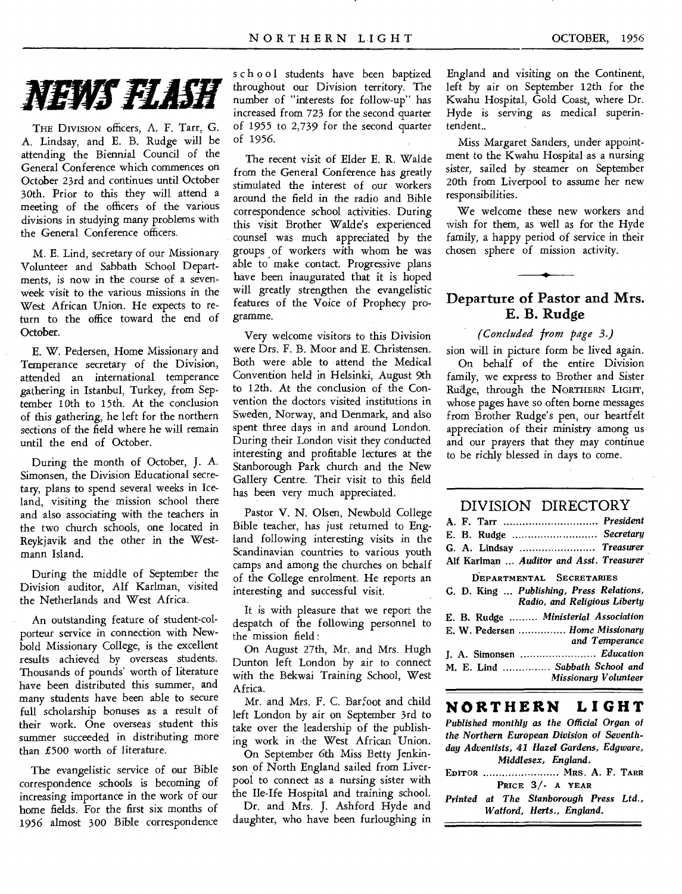# NEWS FLASH

THE DIVISION officers, A. F. Tarr, G. A. Lindsay, and E. B. Rudge will be attending the Biennial Council of the General Conference which commences on October 23rd and continues until October 30th. Prior to this they will attend a meeting of the officers of the various divisions in studying many problems with the General Conference officers.

M. E. Lind, secretary of our Missionary Volunteer and Sabbath School Departments, is now in the course of a seven-week visit to the various missions in the West African Union. He expects to return to the office toward the end of October.

E. W. Pedersen, Home Missionary and Temperance secretary of the Division, attended an international temperance gathering in Istanbul, Turkey, from September 10th to 15th. At the conclusion of this gathering, he left for the northern sections of the field where he will remain until the end of October.

During the month of October, J. A. Simonsen, the Division Educational secretary, plans to spend several weeks in Iceland, visiting the mission school there and also associating with the teachers in the two church schools, one located in Reykjavik and the other in the Westmann Island.

During the middle of September the Division auditor, Alf Karlman, visited the Netherlands and West Africa.

An outstanding feature of student-colporteur service in connection with Newbold Missionary College, is the excellent results achieved by overseas students. Thousands of pounds' worth of literature have been distributed this summer, and many students have been able to secure full scholarship bonuses as a result of their work. One overseas student this summer succeeded in distributing more than £500 worth of literature.

The evangelistic service of our Bible correspondence schools is becoming of increasing importance in the work of our home fields. For the first six months of 1956 almost 300 Bible correspondence school students have been baptized throughout our Division territory. The number of "interests for follow-up" has increased from 723 for the second quarter of 1955 to 2,739 for the second quarter of 1956.

The recent visit of Elder E. R. Walde from the General Conference has greatly stimulated the interest of our workers around the field in the radio and Bible correspondence school activities. During this visit Brother Walde's experienced counsel was much appreciated by the groups of workers with whom he was able to make contact. Progressive plans have been inaugurated that it is hoped will greatly strengthen the evangelistic features of the Voice of Prophecy programme.

Very welcome visitors to this Division were Drs. F. B. Moor and E. Christensen. Both were able to attend the Medical Convention held in Helsinki, August 9th to 12th. At the conclusion of the Convention the doctors visited institutions in Sweden, Norway, and Denmark, and also spent three days in and around London. During their London visit they conducted interesting and profitable lectures at the Stanborough Park church and the New Gallery Centre. Their visit to this field has been very much appreciated.

Pastor V. N. Olsen, Newbold College Bible teacher, has just returned to England following interesting visits in the Scandinavian countries to various youth camps and among the churches on behalf of the College enrolment. He reports an interesting and successful visit.

It is with pleasure that we report the despatch of the following personnel to the mission field:

On August 27th, Mr. and Mrs. Hugh Dunton left London by air to connect with the Bekwai Training School, West Africa.

Mr. and Mrs. F. C. Barfoot and child left London by air on September 3rd to take over the leadership of the publishing work in the West African Union.

On September 6th Miss Betty Jenkinson of North England sailed from Liverpool to connect as a nursing sister with the Ile-Ife Hospital and training school.

Dr. and Mrs. J. Ashford Hyde and daughter, who have been furloughing in England and visiting on the Continent, left by air on September 12th for the Kwahu Hospital, Gold Coast, where Dr. Hyde is serving as medical superintendent.

Miss Margaret Sanders, under appointment to the Kwahu Hospital as a nursing sister, sailed by steamer on September 20th from Liverpool to assume her new responsibilities.

We welcome these new workers and wish for them, as well as for the Hyde family, a happy period of service in their chosen sphere of mission activity.

## Departure of Pastor and Mrs. E. B. Rudge

*(Concluded from page 3.)*

sion will in picture form be lived again.

On behalf of the entire Division family, we express to Brother and Sister Rudge, through the NORTHERN LIGHT, whose pages have so often borne messages from Brother Rudge's pen, our heartfelt appreciation of their ministry among us and our prayers that they may continue to be richly blessed in days to come.

## DIVISION DIRECTORY

A. F. Tarr .............................. *President*
E. B. Rudge ............................ *Secretary*
G. A. Lindsay ........................ *Treasurer*
Alf Karlman ... *Auditor and Asst. Treasurer*

DEPARTMENTAL SECRETARIES

G. D. King ... *Publishing, Press Relations, Radio, and Religious Liberty*
E. B. Rudge ......... *Ministerial Association*
E. W. Pedersen ............... *Home Missionary and Temperance*
J. A. Simonsen ........................ *Education*
M. E. Lind ............... *Sabbath School and Missionary Volunteer*

## NORTHERN LIGHT

*Published monthly as the Official Organ of the Northern European Division of Seventh-day Adventists, 41 Hazel Gardens, Edgware, Middlesex, England.*

EDITOR ........................ MRS. A. F. TARR

PRICE 3/- A YEAR

*Printed at The Stanborough Press Ltd., Watford, Herts., England.*